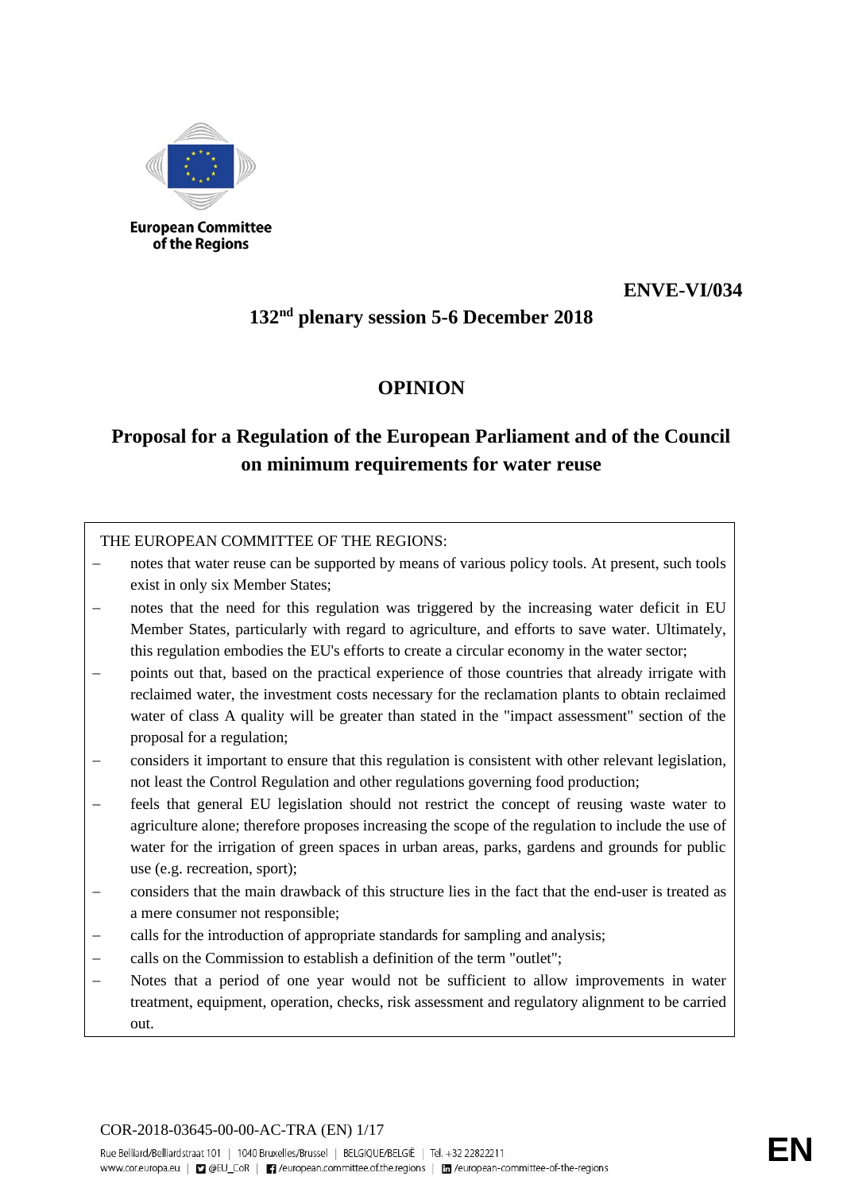European Committee of the Regions

**ENVE-VI/034**

**132nd plenary session 5-6 December 2018**

# OPINION

## Proposal for a Regulation of the European Parliament and of the Council on minimum requirements for water reuse

THE EUROPEAN COMMITTEE OF THE REGIONS:

- notes that water reuse can be supported by means of various policy tools. At present, such tools exist in only six Member States;
- notes that the need for this regulation was triggered by the increasing water deficit in EU Member States, particularly with regard to agriculture, and efforts to save water. Ultimately, this regulation embodies the EU's efforts to create a circular economy in the water sector;
- points out that, based on the practical experience of those countries that already irrigate with reclaimed water, the investment costs necessary for the reclamation plants to obtain reclaimed water of class A quality will be greater than stated in the "impact assessment" section of the proposal for a regulation;
- considers it important to ensure that this regulation is consistent with other relevant legislation, not least the Control Regulation and other regulations governing food production;
- feels that general EU legislation should not restrict the concept of reusing waste water to agriculture alone; therefore proposes increasing the scope of the regulation to include the use of water for the irrigation of green spaces in urban areas, parks, gardens and grounds for public use (e.g. recreation, sport);
- considers that the main drawback of this structure lies in the fact that the end-user is treated as a mere consumer not responsible;
- calls for the introduction of appropriate standards for sampling and analysis;
- calls on the Commission to establish a definition of the term "outlet";
- Notes that a period of one year would not be sufficient to allow improvements in water treatment, equipment, operation, checks, risk assessment and regulatory alignment to be carried out.

COR-2018-03645-00-00-AC-TRA (EN)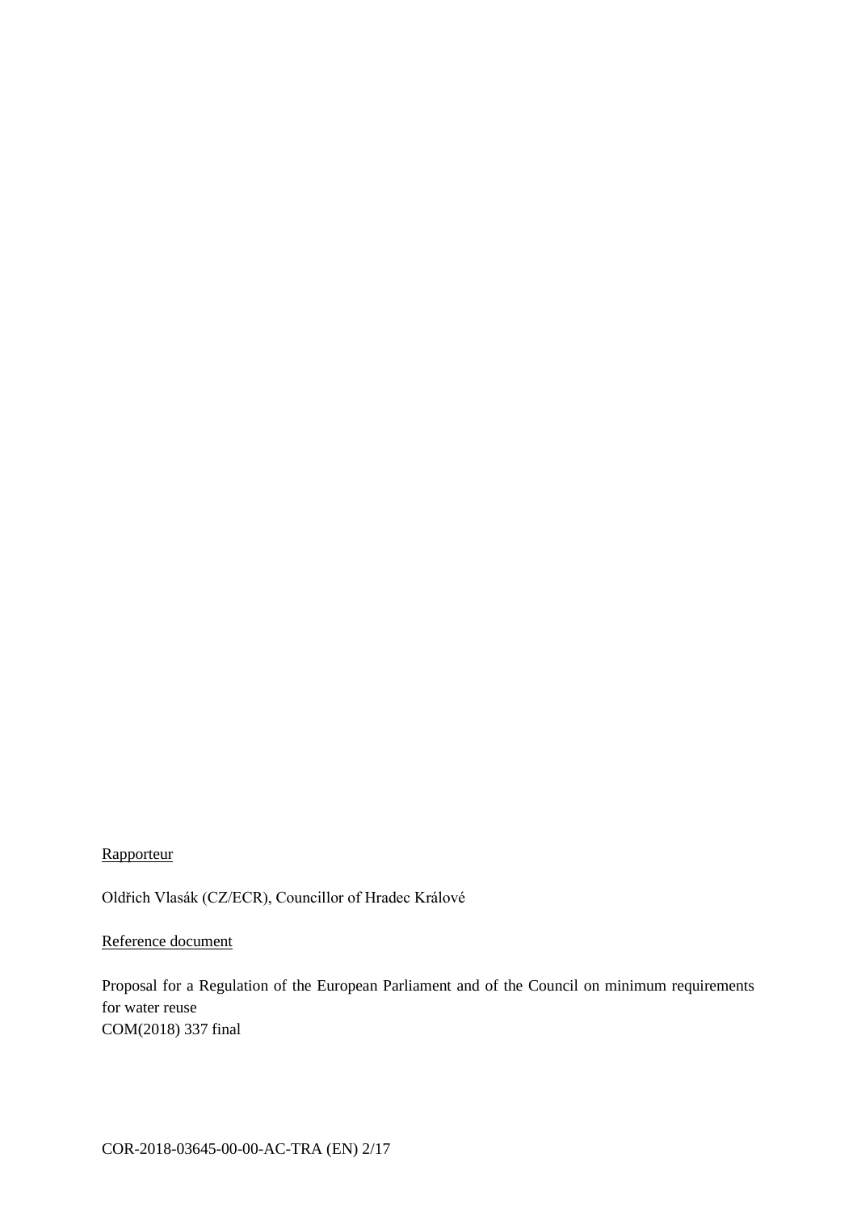Rapporteur

Oldřich Vlasák (CZ/ECR), Councillor of Hradec Králové

Reference document

Proposal for a Regulation of the European Parliament and of the Council on minimum requirements for water reuse
COM(2018) 337 final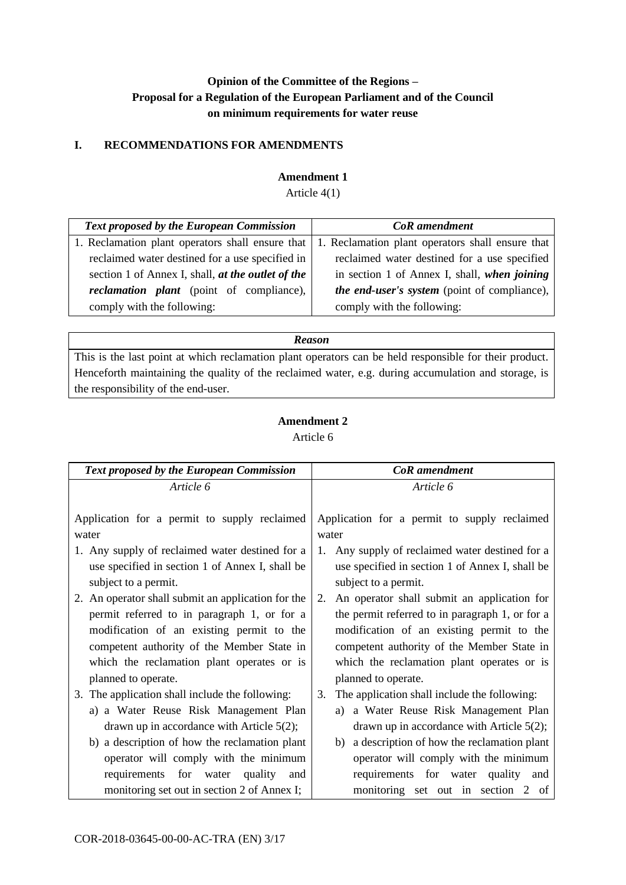**Opinion of the Committee of the Regions –**
**Proposal for a Regulation of the European Parliament and of the Council**
**on minimum requirements for water reuse**

## I. RECOMMENDATIONS FOR AMENDMENTS

**Amendment 1**

Article 4(1)

| *Text proposed by the European Commission* | *CoR amendment* |
|---|---|
| 1. Reclamation plant operators shall ensure that reclaimed water destined for a use specified in section 1 of Annex I, shall, ***at the outlet of the reclamation plant*** (point of compliance), comply with the following: | 1. Reclamation plant operators shall ensure that reclaimed water destined for a use specified in section 1 of Annex I, shall, ***when joining the end-user's system*** (point of compliance), comply with the following: |

| *Reason* |
|---|
| This is the last point at which reclamation plant operators can be held responsible for their product. Henceforth maintaining the quality of the reclaimed water, e.g. during accumulation and storage, is the responsibility of the end-user. |

**Amendment 2**

Article 6

| *Text proposed by the European Commission* | *CoR amendment* |
|---|---|
| *Article 6*<br><br>Application for a permit to supply reclaimed water<br>1. Any supply of reclaimed water destined for a use specified in section 1 of Annex I, shall be subject to a permit.<br>2. An operator shall submit an application for the permit referred to in paragraph 1, or for a modification of an existing permit to the competent authority of the Member State in which the reclamation plant operates or is planned to operate.<br>3. The application shall include the following:<br>a) a Water Reuse Risk Management Plan drawn up in accordance with Article 5(2);<br>b) a description of how the reclamation plant operator will comply with the minimum requirements for water quality and monitoring set out in section 2 of Annex I; | *Article 6*<br><br>Application for a permit to supply reclaimed water<br>1. Any supply of reclaimed water destined for a use specified in section 1 of Annex I, shall be subject to a permit.<br>2. An operator shall submit an application for the permit referred to in paragraph 1, or for a modification of an existing permit to the competent authority of the Member State in which the reclamation plant operates or is planned to operate.<br>3. The application shall include the following:<br>a) a Water Reuse Risk Management Plan drawn up in accordance with Article 5(2);<br>b) a description of how the reclamation plant operator will comply with the minimum requirements for water quality and monitoring set out in section 2 of |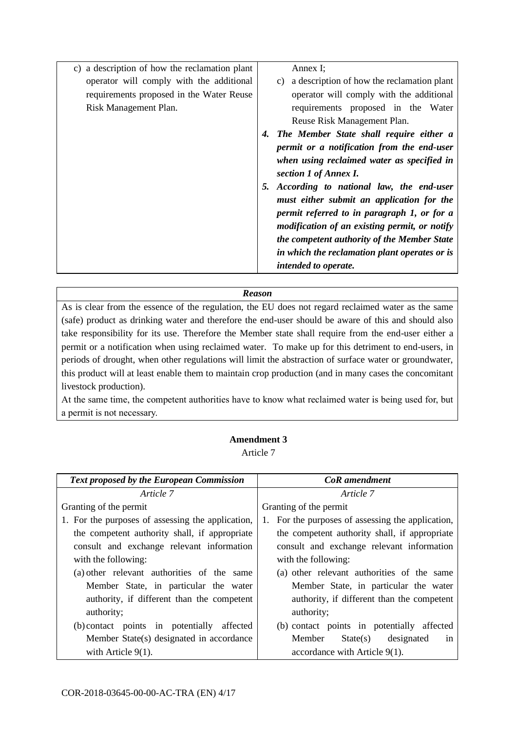| | |
|---|---|
| c) a description of how the reclamation plant operator will comply with the additional requirements proposed in the Water Reuse Risk Management Plan. | Annex I;<br>c) a description of how the reclamation plant operator will comply with the additional requirements proposed in the Water Reuse Risk Management Plan.<br>***4. The Member State shall require either a permit or a notification from the end-user when using reclaimed water as specified in section 1 of Annex I.***<br>***5. According to national law, the end-user must either submit an application for the permit referred to in paragraph 1, or for a modification of an existing permit, or notify the competent authority of the Member State in which the reclamation plant operates or is intended to operate.*** |

| ***Reason*** |
|---|
| As is clear from the essence of the regulation, the EU does not regard reclaimed water as the same (safe) product as drinking water and therefore the end-user should be aware of this and should also take responsibility for its use. Therefore the Member state shall require from the end-user either a permit or a notification when using reclaimed water. To make up for this detriment to end-users, in periods of drought, when other regulations will limit the abstraction of surface water or groundwater, this product will at least enable them to maintain crop production (and in many cases the concomitant livestock production).<br>At the same time, the competent authorities have to know what reclaimed water is being used for, but a permit is not necessary. |

**Amendment 3**

Article 7

| ***Text proposed by the European Commission*** | ***CoR amendment*** |
|---|---|
| *Article 7* | *Article 7* |
| Granting of the permit | Granting of the permit |
| 1. For the purposes of assessing the application, the competent authority shall, if appropriate consult and exchange relevant information with the following:<br>(a) other relevant authorities of the same Member State, in particular the water authority, if different than the competent authority;<br>(b) contact points in potentially affected Member State(s) designated in accordance with Article 9(1). | 1. For the purposes of assessing the application, the competent authority shall, if appropriate consult and exchange relevant information with the following:<br>(a) other relevant authorities of the same Member State, in particular the water authority, if different than the competent authority;<br>(b) contact points in potentially affected Member State(s) designated in accordance with Article 9(1). |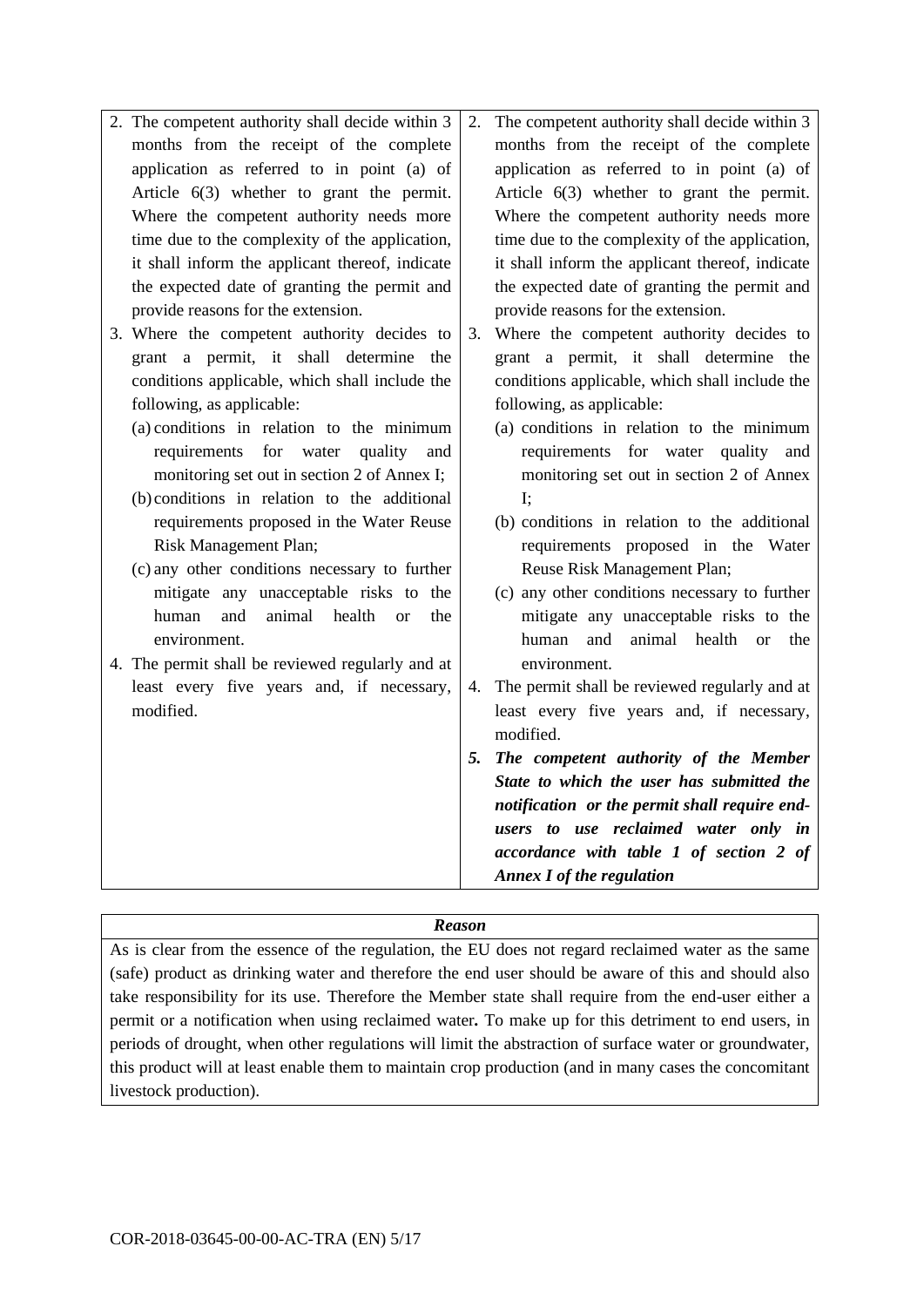| | |
|---|---|
| 2. The competent authority shall decide within 3 months from the receipt of the complete application as referred to in point (a) of Article 6(3) whether to grant the permit. Where the competent authority needs more time due to the complexity of the application, it shall inform the applicant thereof, indicate the expected date of granting the permit and provide reasons for the extension.<br>3. Where the competent authority decides to grant a permit, it shall determine the conditions applicable, which shall include the following, as applicable:<br>(a) conditions in relation to the minimum requirements for water quality and monitoring set out in section 2 of Annex I;<br>(b) conditions in relation to the additional requirements proposed in the Water Reuse Risk Management Plan;<br>(c) any other conditions necessary to further mitigate any unacceptable risks to the human and animal health or the environment.<br>4. The permit shall be reviewed regularly and at least every five years and, if necessary, modified. | 2. The competent authority shall decide within 3 months from the receipt of the complete application as referred to in point (a) of Article 6(3) whether to grant the permit. Where the competent authority needs more time due to the complexity of the application, it shall inform the applicant thereof, indicate the expected date of granting the permit and provide reasons for the extension.<br>3. Where the competent authority decides to grant a permit, it shall determine the conditions applicable, which shall include the following, as applicable:<br>(a) conditions in relation to the minimum requirements for water quality and monitoring set out in section 2 of Annex I;<br>(b) conditions in relation to the additional requirements proposed in the Water Reuse Risk Management Plan;<br>(c) any other conditions necessary to further mitigate any unacceptable risks to the human and animal health or the environment.<br>4. The permit shall be reviewed regularly and at least every five years and, if necessary, modified.<br>***5. The competent authority of the Member State to which the user has submitted the notification or the permit shall require end-users to use reclaimed water only in accordance with table 1 of section 2 of Annex I of the regulation*** |

| *Reason* |
|---|
| As is clear from the essence of the regulation, the EU does not regard reclaimed water as the same (safe) product as drinking water and therefore the end user should be aware of this and should also take responsibility for its use. Therefore the Member state shall require from the end-user either a permit or a notification when using reclaimed water**.** To make up for this detriment to end users, in periods of drought, when other regulations will limit the abstraction of surface water or groundwater, this product will at least enable them to maintain crop production (and in many cases the concomitant livestock production). |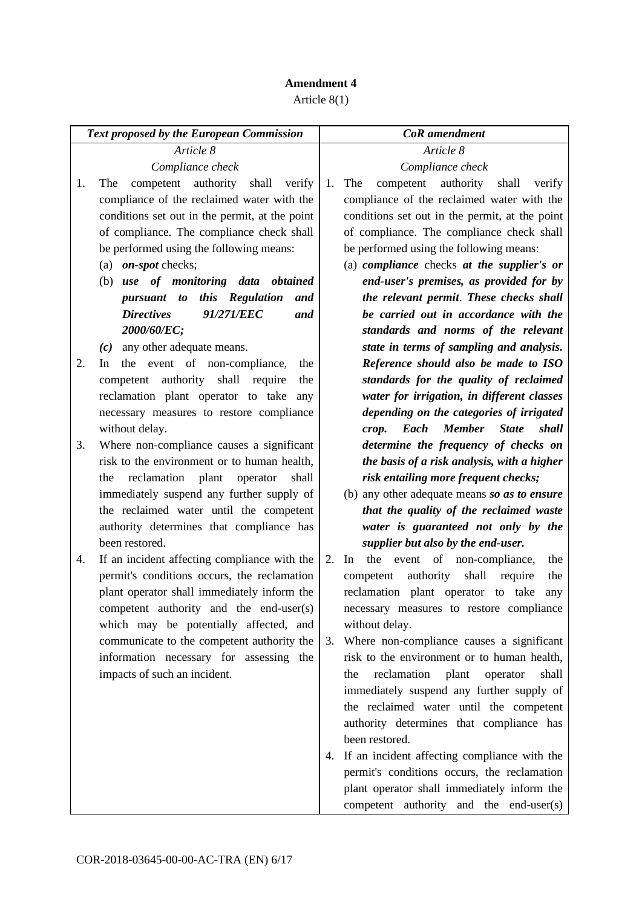**Amendment 4**

Article 8(1)

| *Text proposed by the European Commission* | *CoR amendment* |
|---|---|
| *Article 8*<br>*Compliance check*<br>1. The competent authority shall verify compliance of the reclaimed water with the conditions set out in the permit, at the point of compliance. The compliance check shall be performed using the following means:<br>(a) ***on-spot*** checks;<br>(b) ***use of monitoring data obtained pursuant to this Regulation and Directives 91/271/EEC and 2000/60/EC;***<br>***(c)*** any other adequate means.<br>2. In the event of non-compliance, the competent authority shall require the reclamation plant operator to take any necessary measures to restore compliance without delay.<br>3. Where non-compliance causes a significant risk to the environment or to human health, the reclamation plant operator shall immediately suspend any further supply of the reclaimed water until the competent authority determines that compliance has been restored.<br>4. If an incident affecting compliance with the permit's conditions occurs, the reclamation plant operator shall immediately inform the competent authority and the end-user(s) which may be potentially affected, and communicate to the competent authority the information necessary for assessing the impacts of such an incident. | *Article 8*<br>*Compliance check*<br>1. The competent authority shall verify compliance of the reclaimed water with the conditions set out in the permit, at the point of compliance. The compliance check shall be performed using the following means:<br>(a) ***compliance*** checks ***at the supplier's or end-user's premises, as provided for by the relevant permit. These checks shall be carried out in accordance with the standards and norms of the relevant state in terms of sampling and analysis. Reference should also be made to ISO standards for the quality of reclaimed water for irrigation, in different classes depending on the categories of irrigated crop. Each Member State shall determine the frequency of checks on the basis of a risk analysis, with a higher risk entailing more frequent checks;***<br>(b) any other adequate means ***so as to ensure that the quality of the reclaimed waste water is guaranteed not only by the supplier but also by the end-user.***<br>2. In the event of non-compliance, the competent authority shall require the reclamation plant operator to take any necessary measures to restore compliance without delay.<br>3. Where non-compliance causes a significant risk to the environment or to human health, the reclamation plant operator shall immediately suspend any further supply of the reclaimed water until the competent authority determines that compliance has been restored.<br>4. If an incident affecting compliance with the permit's conditions occurs, the reclamation plant operator shall immediately inform the competent authority and the end-user(s) |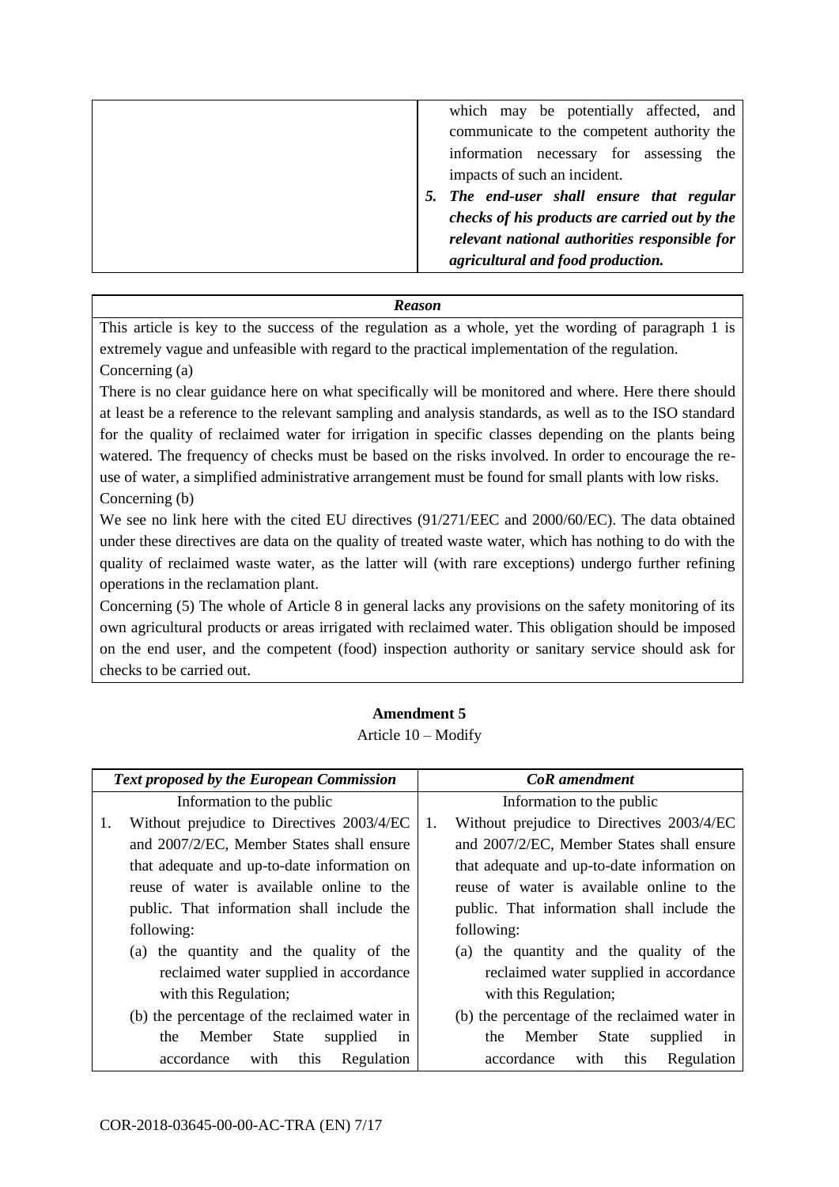| | |
|---|---|
| | which may be potentially affected, and communicate to the competent authority the information necessary for assessing the impacts of such an incident.<br>***5. The end-user shall ensure that regular checks of his products are carried out by the relevant national authorities responsible for agricultural and food production.*** |

| ***Reason*** |
|---|
| This article is key to the success of the regulation as a whole, yet the wording of paragraph 1 is extremely vague and unfeasible with regard to the practical implementation of the regulation.<br>Concerning (a)<br>There is no clear guidance here on what specifically will be monitored and where. Here there should at least be a reference to the relevant sampling and analysis standards, as well as to the ISO standard for the quality of reclaimed water for irrigation in specific classes depending on the plants being watered. The frequency of checks must be based on the risks involved. In order to encourage the re-use of water, a simplified administrative arrangement must be found for small plants with low risks.<br>Concerning (b)<br>We see no link here with the cited EU directives (91/271/EEC and 2000/60/EC). The data obtained under these directives are data on the quality of treated waste water, which has nothing to do with the quality of reclaimed waste water, as the latter will (with rare exceptions) undergo further refining operations in the reclamation plant.<br>Concerning (5) The whole of Article 8 in general lacks any provisions on the safety monitoring of its own agricultural products or areas irrigated with reclaimed water. This obligation should be imposed on the end user, and the competent (food) inspection authority or sanitary service should ask for checks to be carried out. |

**Amendment 5**

Article 10 – Modify

| *Text proposed by the European Commission* | *CoR amendment* |
|---|---|
| Information to the public | Information to the public |
| 1. Without prejudice to Directives 2003/4/EC and 2007/2/EC, Member States shall ensure that adequate and up-to-date information on reuse of water is available online to the public. That information shall include the following:<br>(a) the quantity and the quality of the reclaimed water supplied in accordance with this Regulation;<br>(b) the percentage of the reclaimed water in the Member State supplied in accordance with this Regulation | 1. Without prejudice to Directives 2003/4/EC and 2007/2/EC, Member States shall ensure that adequate and up-to-date information on reuse of water is available online to the public. That information shall include the following:<br>(a) the quantity and the quality of the reclaimed water supplied in accordance with this Regulation;<br>(b) the percentage of the reclaimed water in the Member State supplied in accordance with this Regulation |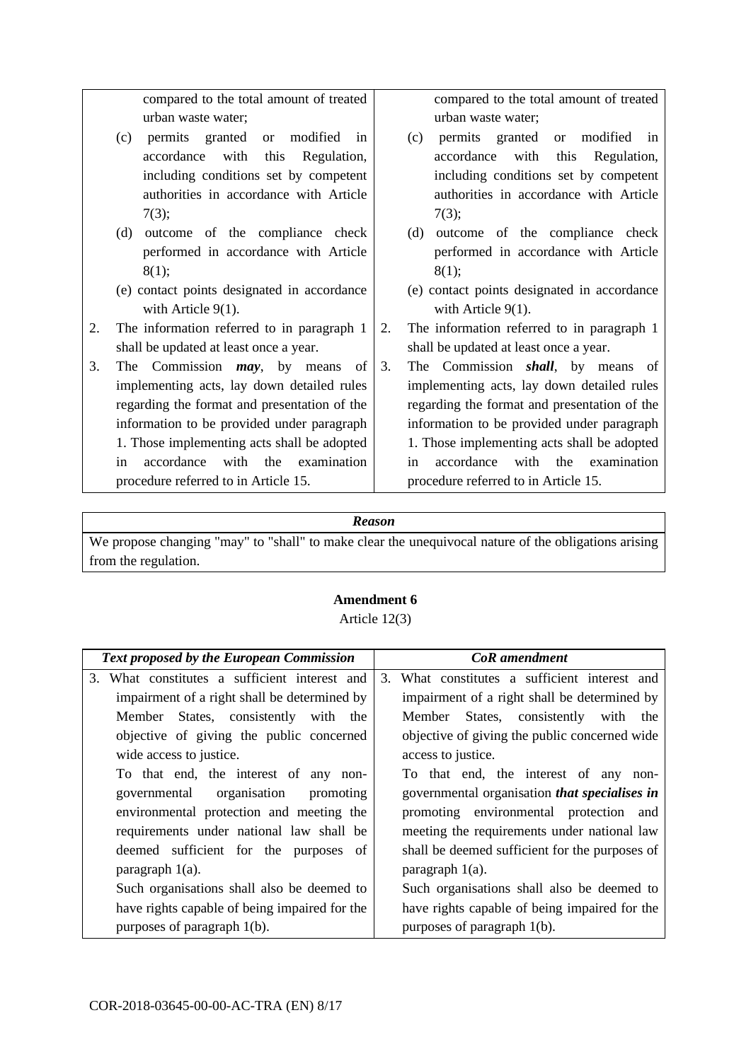| | |
|---|---|
| compared to the total amount of treated urban waste water;<br>(c) permits granted or modified in accordance with this Regulation, including conditions set by competent authorities in accordance with Article 7(3);<br>(d) outcome of the compliance check performed in accordance with Article 8(1);<br>(e) contact points designated in accordance with Article 9(1).<br>2. The information referred to in paragraph 1 shall be updated at least once a year.<br>3. The Commission ***may***, by means of implementing acts, lay down detailed rules regarding the format and presentation of the information to be provided under paragraph 1. Those implementing acts shall be adopted in accordance with the examination procedure referred to in Article 15. | compared to the total amount of treated urban waste water;<br>(c) permits granted or modified in accordance with this Regulation, including conditions set by competent authorities in accordance with Article 7(3);<br>(d) outcome of the compliance check performed in accordance with Article 8(1);<br>(e) contact points designated in accordance with Article 9(1).<br>2. The information referred to in paragraph 1 shall be updated at least once a year.<br>3. The Commission ***shall***, by means of implementing acts, lay down detailed rules regarding the format and presentation of the information to be provided under paragraph 1. Those implementing acts shall be adopted in accordance with the examination procedure referred to in Article 15. |

| ***Reason*** |
|---|
| We propose changing "may" to "shall" to make clear the unequivocal nature of the obligations arising from the regulation. |

**Amendment 6**

Article 12(3)

| ***Text proposed by the European Commission*** | ***CoR amendment*** |
|---|---|
| 3. What constitutes a sufficient interest and impairment of a right shall be determined by Member States, consistently with the objective of giving the public concerned wide access to justice.<br>To that end, the interest of any non-governmental organisation promoting environmental protection and meeting the requirements under national law shall be deemed sufficient for the purposes of paragraph 1(a).<br>Such organisations shall also be deemed to have rights capable of being impaired for the purposes of paragraph 1(b). | 3. What constitutes a sufficient interest and impairment of a right shall be determined by Member States, consistently with the objective of giving the public concerned wide access to justice.<br>To that end, the interest of any non-governmental organisation ***that specialises in*** promoting environmental protection and meeting the requirements under national law shall be deemed sufficient for the purposes of paragraph 1(a).<br>Such organisations shall also be deemed to have rights capable of being impaired for the purposes of paragraph 1(b). |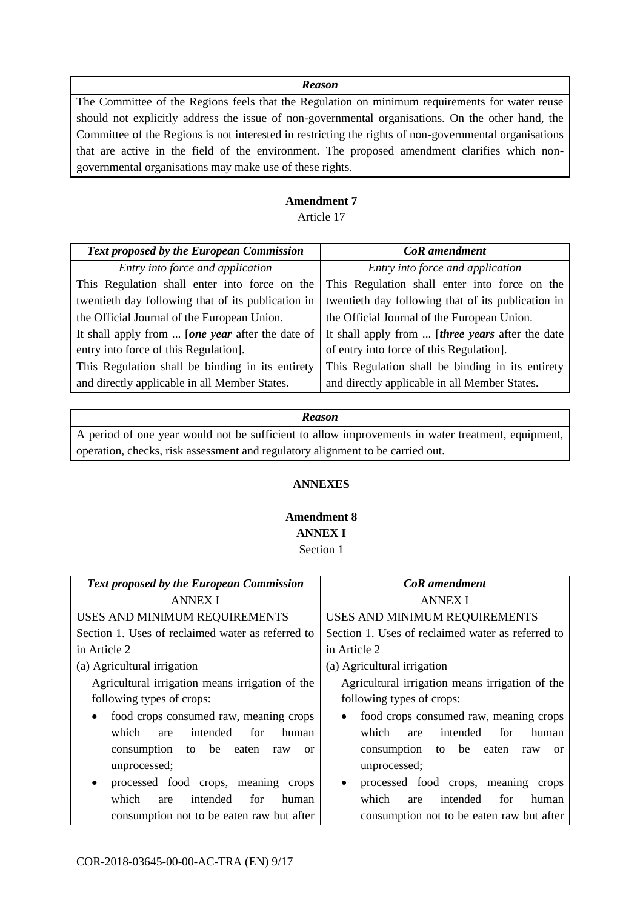| *Reason* |
|---|
| The Committee of the Regions feels that the Regulation on minimum requirements for water reuse should not explicitly address the issue of non-governmental organisations. On the other hand, the Committee of the Regions is not interested in restricting the rights of non-governmental organisations that are active in the field of the environment. The proposed amendment clarifies which non-governmental organisations may make use of these rights. |

**Amendment 7**

Article 17

| *Text proposed by the European Commission* | *CoR amendment* |
|---|---|
| *Entry into force and application* | *Entry into force and application* |
| This Regulation shall enter into force on the twentieth day following that of its publication in the Official Journal of the European Union. | This Regulation shall enter into force on the twentieth day following that of its publication in the Official Journal of the European Union. |
| It shall apply from ... [***one year*** after the date of entry into force of this Regulation]. | It shall apply from ... [***three years*** after the date of entry into force of this Regulation]. |
| This Regulation shall be binding in its entirety and directly applicable in all Member States. | This Regulation shall be binding in its entirety and directly applicable in all Member States. |

| *Reason* |
|---|
| A period of one year would not be sufficient to allow improvements in water treatment, equipment, operation, checks, risk assessment and regulatory alignment to be carried out. |

**ANNEXES**

**Amendment 8**

**ANNEX I**

Section 1

| *Text proposed by the European Commission* | *CoR amendment* |
|---|---|
| ANNEX I | ANNEX I |
| USES AND MINIMUM REQUIREMENTS | USES AND MINIMUM REQUIREMENTS |
| Section 1. Uses of reclaimed water as referred to in Article 2 | Section 1. Uses of reclaimed water as referred to in Article 2 |
| (a) Agricultural irrigation | (a) Agricultural irrigation |
| Agricultural irrigation means irrigation of the following types of crops: | Agricultural irrigation means irrigation of the following types of crops: |
| • food crops consumed raw, meaning crops which are intended for human consumption to be eaten raw or unprocessed; | • food crops consumed raw, meaning crops which are intended for human consumption to be eaten raw or unprocessed; |
| • processed food crops, meaning crops which are intended for human consumption not to be eaten raw but after | • processed food crops, meaning crops which are intended for human consumption not to be eaten raw but after |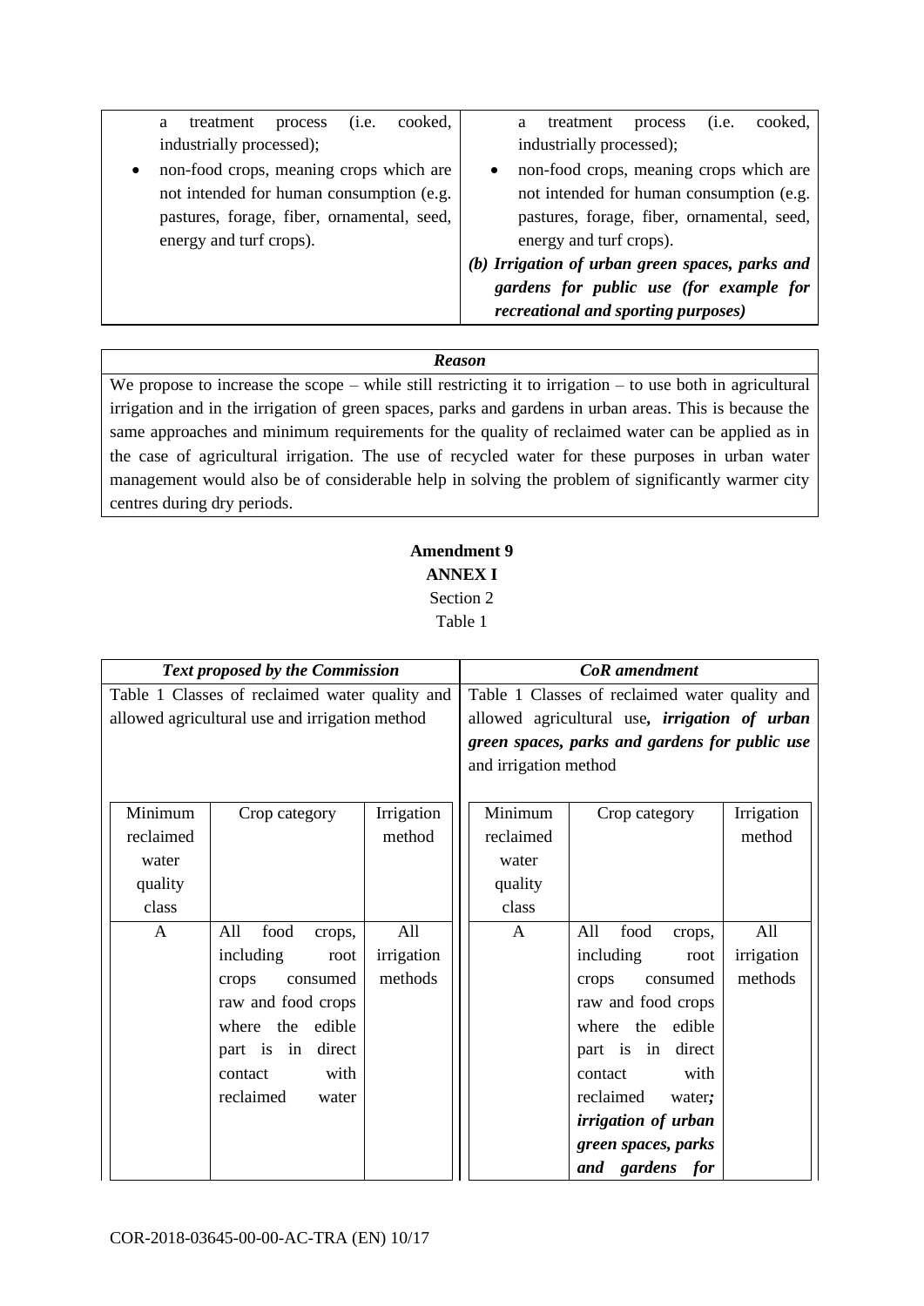| | |
|---|---|
| a treatment process (i.e. cooked, industrially processed);<br>• non-food crops, meaning crops which are not intended for human consumption (e.g. pastures, forage, fiber, ornamental, seed, energy and turf crops). | a treatment process (i.e. cooked, industrially processed);<br>• non-food crops, meaning crops which are not intended for human consumption (e.g. pastures, forage, fiber, ornamental, seed, energy and turf crops).<br>***(b) Irrigation of urban green spaces, parks and gardens for public use (for example for recreational and sporting purposes)*** |

| *Reason* |
|---|
| We propose to increase the scope – while still restricting it to irrigation – to use both in agricultural irrigation and in the irrigation of green spaces, parks and gardens in urban areas. This is because the same approaches and minimum requirements for the quality of reclaimed water can be applied as in the case of agricultural irrigation. The use of recycled water for these purposes in urban water management would also be of considerable help in solving the problem of significantly warmer city centres during dry periods. |

**Amendment 9**
**ANNEX I**
Section 2
Table 1

| *Text proposed by the Commission* | *CoR amendment* |
|---|---|
| Table 1 Classes of reclaimed water quality and allowed agricultural use and irrigation method | Table 1 Classes of reclaimed water quality and allowed agricultural use***, irrigation of urban green spaces, parks and gardens for public use*** and irrigation method |

| Minimum reclaimed water quality class | Crop category | Irrigation method | Minimum reclaimed water quality class | Crop category | Irrigation method |
|---|---|---|---|---|---|
| A | All food crops, including root crops consumed raw and food crops where the edible part is in direct contact with reclaimed water | All irrigation methods | A | All food crops, including root crops consumed raw and food crops where the edible part is in direct contact with reclaimed water***; irrigation of urban green spaces, parks and gardens for*** | All irrigation methods |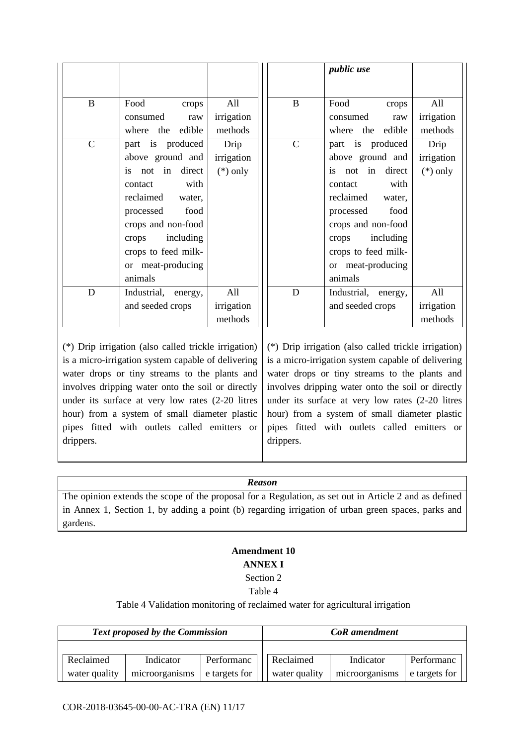| Text proposed by the Commission | | | CoR amendment | | |
|---|---|---|---|---|---|
| | | | | public use | |
| B | Food crops consumed raw where the edible part is produced above ground and is not in direct contact with reclaimed water, processed food crops and non-food crops including crops to feed milk- or meat-producing animals | All irrigation methods | B | Food crops consumed raw where the edible part is produced above ground and is not in direct contact with reclaimed water, processed food crops and non-food crops including crops to feed milk- or meat-producing animals | All irrigation methods |
| C | | Drip irrigation (*) only | C | | Drip irrigation (*) only |
| D | Industrial, energy, and seeded crops | All irrigation methods | D | Industrial, energy, and seeded crops | All irrigation methods |

| Text proposed by the Commission | CoR amendment |
|---|---|
| (*) Drip irrigation (also called trickle irrigation) is a micro-irrigation system capable of delivering water drops or tiny streams to the plants and involves dripping water onto the soil or directly under its surface at very low rates (2-20 litres hour) from a system of small diameter plastic pipes fitted with outlets called emitters or drippers. | (*) Drip irrigation (also called trickle irrigation) is a micro-irrigation system capable of delivering water drops or tiny streams to the plants and involves dripping water onto the soil or directly under its surface at very low rates (2-20 litres hour) from a system of small diameter plastic pipes fitted with outlets called emitters or drippers. |

| *Reason* |
|---|
| The opinion extends the scope of the proposal for a Regulation, as set out in Article 2 and as defined in Annex 1, Section 1, by adding a point (b) regarding irrigation of urban green spaces, parks and gardens. |

**Amendment 10**

**ANNEX I**

Section 2

Table 4

Table 4 Validation monitoring of reclaimed water for agricultural irrigation

| *Text proposed by the Commission* | | | *CoR amendment* | | |
|---|---|---|---|---|---|
| Reclaimed water quality | Indicator microorganisms | Performance targets for | Reclaimed water quality | Indicator microorganisms | Performance targets for |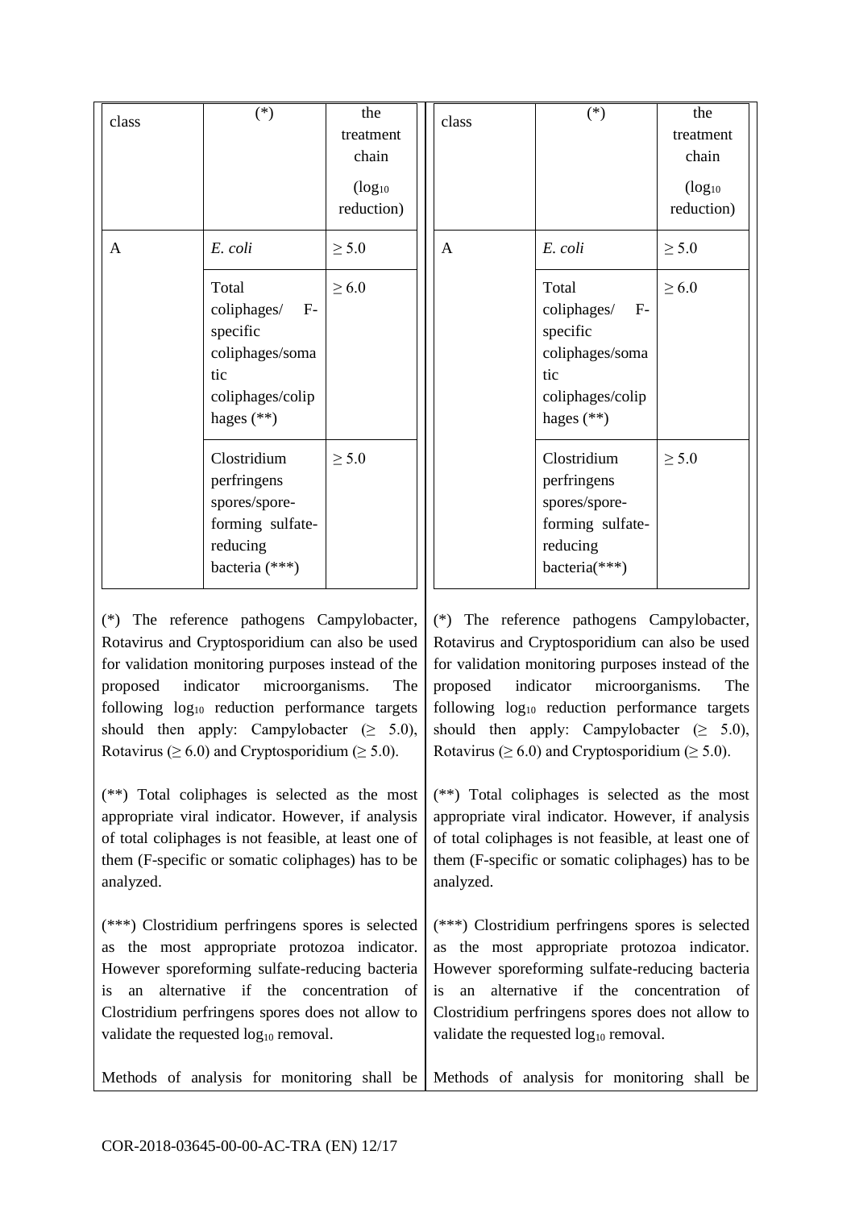| class | (*) | the treatment chain ($\log_{10}$ reduction) |
|---|---|---|
| A | *E. coli* | $\geq 5.0$ |
| | Total coliphages/ F-specific coliphages/somatic coliphages/coliphages (**) | $\geq 6.0$ |
| | Clostridium perfringens spores/spore-forming sulfate-reducing bacteria (***) | $\geq 5.0$ |

(*) The reference pathogens Campylobacter, Rotavirus and Cryptosporidium can also be used for validation monitoring purposes instead of the proposed indicator microorganisms. The following $\log_{10}$ reduction performance targets should then apply: Campylobacter ($\geq$ 5.0), Rotavirus ($\geq$ 6.0) and Cryptosporidium ($\geq$ 5.0).

(**) Total coliphages is selected as the most appropriate viral indicator. However, if analysis of total coliphages is not feasible, at least one of them (F-specific or somatic coliphages) has to be analyzed.

(***) Clostridium perfringens spores is selected as the most appropriate protozoa indicator. However sporeforming sulfate-reducing bacteria is an alternative if the concentration of Clostridium perfringens spores does not allow to validate the requested $\log_{10}$ removal.

Methods of analysis for monitoring shall be

| class | (*) | the treatment chain ($\log_{10}$ reduction) |
|---|---|---|
| A | *E. coli* | $\geq 5.0$ |
| | Total coliphages/ F-specific coliphages/somatic coliphages/coliphages (**) | $\geq 6.0$ |
| | Clostridium perfringens spores/spore-forming sulfate-reducing bacteria(***) | $\geq 5.0$ |

(*) The reference pathogens Campylobacter, Rotavirus and Cryptosporidium can also be used for validation monitoring purposes instead of the proposed indicator microorganisms. The following $\log_{10}$ reduction performance targets should then apply: Campylobacter ($\geq$ 5.0), Rotavirus ($\geq$ 6.0) and Cryptosporidium ($\geq$ 5.0).

(**) Total coliphages is selected as the most appropriate viral indicator. However, if analysis of total coliphages is not feasible, at least one of them (F-specific or somatic coliphages) has to be analyzed.

(***) Clostridium perfringens spores is selected as the most appropriate protozoa indicator. However sporeforming sulfate-reducing bacteria is an alternative if the concentration of Clostridium perfringens spores does not allow to validate the requested $\log_{10}$ removal.

Methods of analysis for monitoring shall be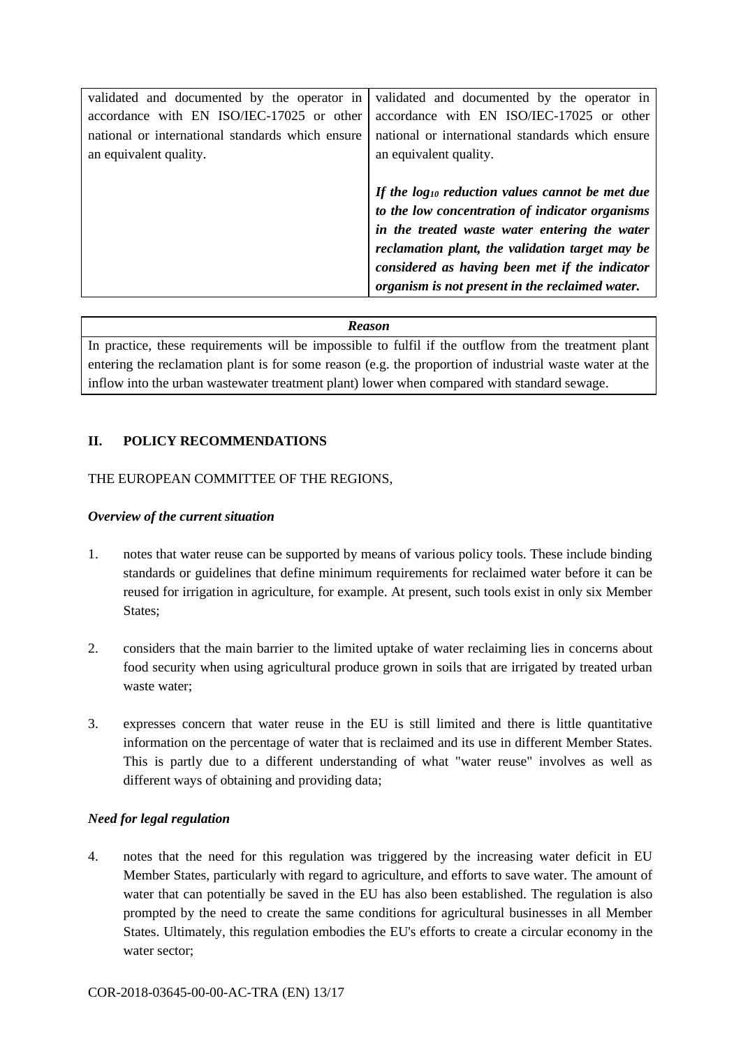| | |
|---|---|
| validated and documented by the operator in accordance with EN ISO/IEC-17025 or other national or international standards which ensure an equivalent quality. | validated and documented by the operator in accordance with EN ISO/IEC-17025 or other national or international standards which ensure an equivalent quality.<br><br>***If the $log_{10}$ reduction values cannot be met due to the low concentration of indicator organisms in the treated waste water entering the water reclamation plant, the validation target may be considered as having been met if the indicator organism is not present in the reclaimed water.*** |

| *Reason* |
|---|
| In practice, these requirements will be impossible to fulfil if the outflow from the treatment plant entering the reclamation plant is for some reason (e.g. the proportion of industrial waste water at the inflow into the urban wastewater treatment plant) lower when compared with standard sewage. |

## II. POLICY RECOMMENDATIONS

THE EUROPEAN COMMITTEE OF THE REGIONS,

***Overview of the current situation***

1. notes that water reuse can be supported by means of various policy tools. These include binding standards or guidelines that define minimum requirements for reclaimed water before it can be reused for irrigation in agriculture, for example. At present, such tools exist in only six Member States;

2. considers that the main barrier to the limited uptake of water reclaiming lies in concerns about food security when using agricultural produce grown in soils that are irrigated by treated urban waste water;

3. expresses concern that water reuse in the EU is still limited and there is little quantitative information on the percentage of water that is reclaimed and its use in different Member States. This is partly due to a different understanding of what "water reuse" involves as well as different ways of obtaining and providing data;

***Need for legal regulation***

4. notes that the need for this regulation was triggered by the increasing water deficit in EU Member States, particularly with regard to agriculture, and efforts to save water. The amount of water that can potentially be saved in the EU has also been established. The regulation is also prompted by the need to create the same conditions for agricultural businesses in all Member States. Ultimately, this regulation embodies the EU's efforts to create a circular economy in the water sector;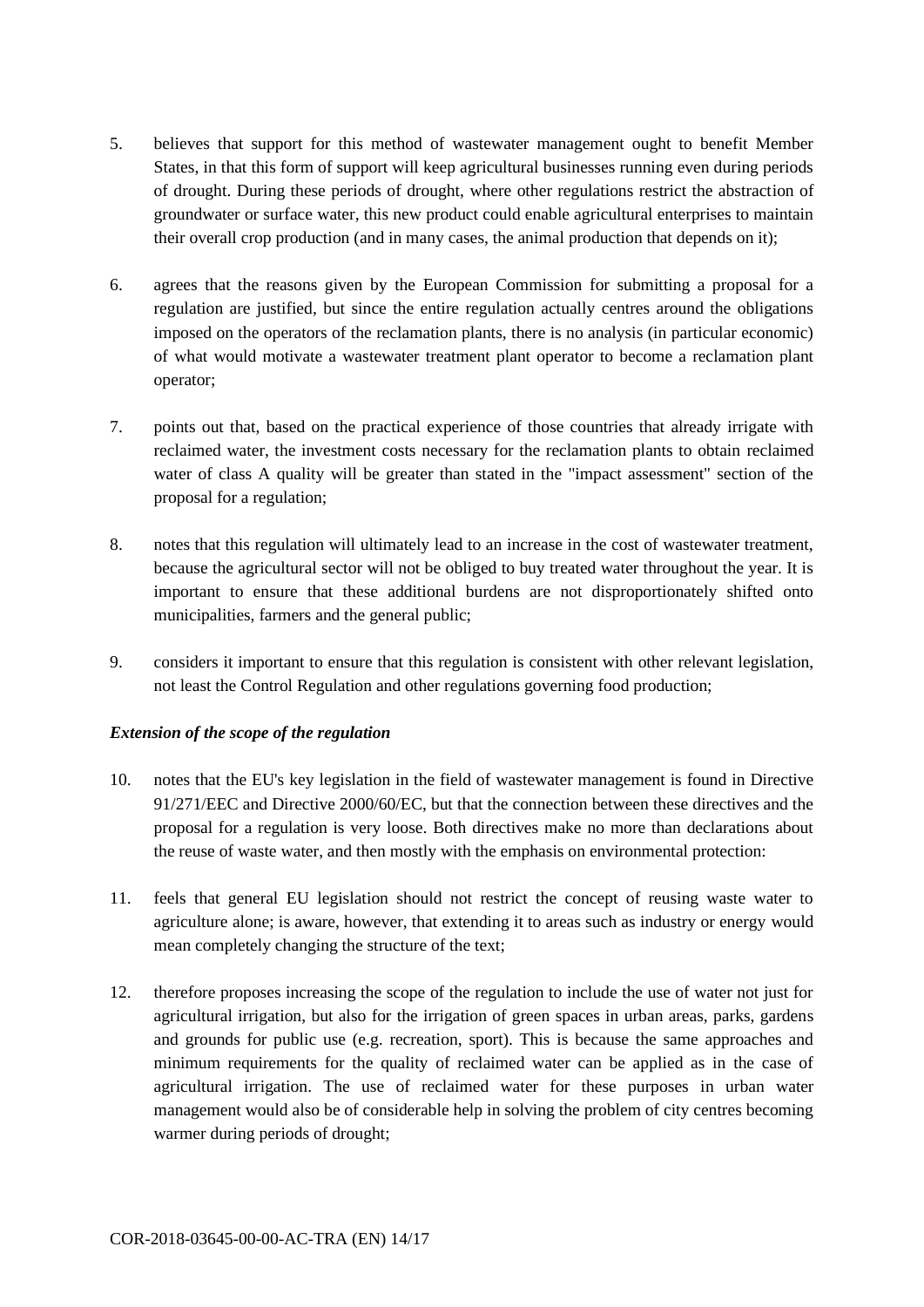5. believes that support for this method of wastewater management ought to benefit Member States, in that this form of support will keep agricultural businesses running even during periods of drought. During these periods of drought, where other regulations restrict the abstraction of groundwater or surface water, this new product could enable agricultural enterprises to maintain their overall crop production (and in many cases, the animal production that depends on it);

6. agrees that the reasons given by the European Commission for submitting a proposal for a regulation are justified, but since the entire regulation actually centres around the obligations imposed on the operators of the reclamation plants, there is no analysis (in particular economic) of what would motivate a wastewater treatment plant operator to become a reclamation plant operator;

7. points out that, based on the practical experience of those countries that already irrigate with reclaimed water, the investment costs necessary for the reclamation plants to obtain reclaimed water of class A quality will be greater than stated in the "impact assessment" section of the proposal for a regulation;

8. notes that this regulation will ultimately lead to an increase in the cost of wastewater treatment, because the agricultural sector will not be obliged to buy treated water throughout the year. It is important to ensure that these additional burdens are not disproportionately shifted onto municipalities, farmers and the general public;

9. considers it important to ensure that this regulation is consistent with other relevant legislation, not least the Control Regulation and other regulations governing food production;

***Extension of the scope of the regulation***

10. notes that the EU's key legislation in the field of wastewater management is found in Directive 91/271/EEC and Directive 2000/60/EC, but that the connection between these directives and the proposal for a regulation is very loose. Both directives make no more than declarations about the reuse of waste water, and then mostly with the emphasis on environmental protection:

11. feels that general EU legislation should not restrict the concept of reusing waste water to agriculture alone; is aware, however, that extending it to areas such as industry or energy would mean completely changing the structure of the text;

12. therefore proposes increasing the scope of the regulation to include the use of water not just for agricultural irrigation, but also for the irrigation of green spaces in urban areas, parks, gardens and grounds for public use (e.g. recreation, sport). This is because the same approaches and minimum requirements for the quality of reclaimed water can be applied as in the case of agricultural irrigation. The use of reclaimed water for these purposes in urban water management would also be of considerable help in solving the problem of city centres becoming warmer during periods of drought;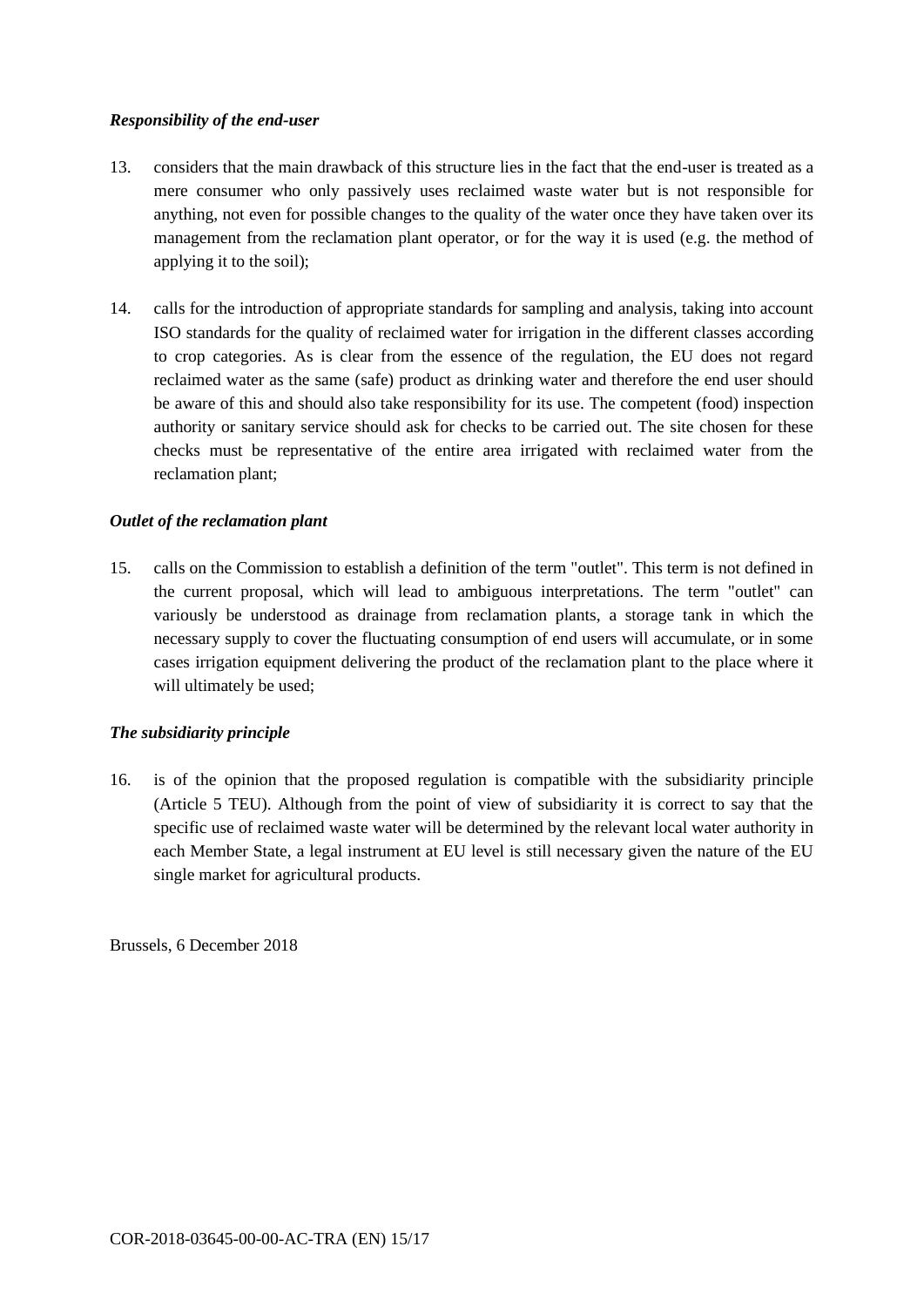*Responsibility of the end-user*

13. considers that the main drawback of this structure lies in the fact that the end-user is treated as a mere consumer who only passively uses reclaimed waste water but is not responsible for anything, not even for possible changes to the quality of the water once they have taken over its management from the reclamation plant operator, or for the way it is used (e.g. the method of applying it to the soil);

14. calls for the introduction of appropriate standards for sampling and analysis, taking into account ISO standards for the quality of reclaimed water for irrigation in the different classes according to crop categories. As is clear from the essence of the regulation, the EU does not regard reclaimed water as the same (safe) product as drinking water and therefore the end user should be aware of this and should also take responsibility for its use. The competent (food) inspection authority or sanitary service should ask for checks to be carried out. The site chosen for these checks must be representative of the entire area irrigated with reclaimed water from the reclamation plant;

*Outlet of the reclamation plant*

15. calls on the Commission to establish a definition of the term "outlet". This term is not defined in the current proposal, which will lead to ambiguous interpretations. The term "outlet" can variously be understood as drainage from reclamation plants, a storage tank in which the necessary supply to cover the fluctuating consumption of end users will accumulate, or in some cases irrigation equipment delivering the product of the reclamation plant to the place where it will ultimately be used;

*The subsidiarity principle*

16. is of the opinion that the proposed regulation is compatible with the subsidiarity principle (Article 5 TEU). Although from the point of view of subsidiarity it is correct to say that the specific use of reclaimed waste water will be determined by the relevant local water authority in each Member State, a legal instrument at EU level is still necessary given the nature of the EU single market for agricultural products.

Brussels, 6 December 2018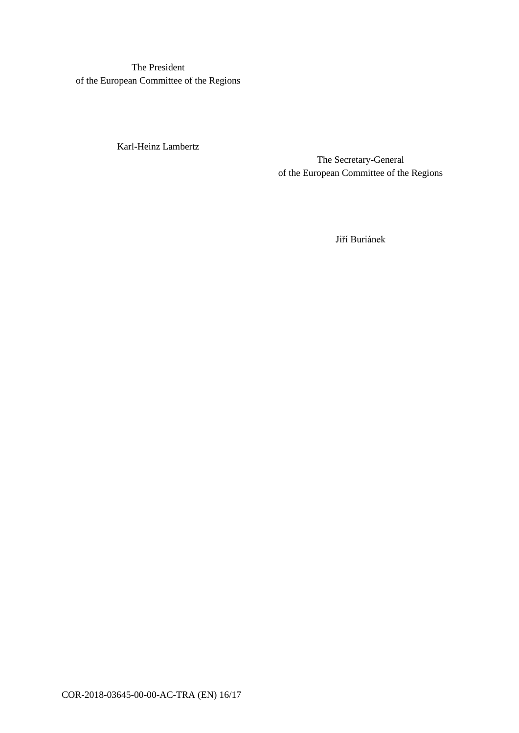The President
of the European Committee of the Regions

Karl-Heinz Lambertz

The Secretary-General
of the European Committee of the Regions

Jiří Buriánek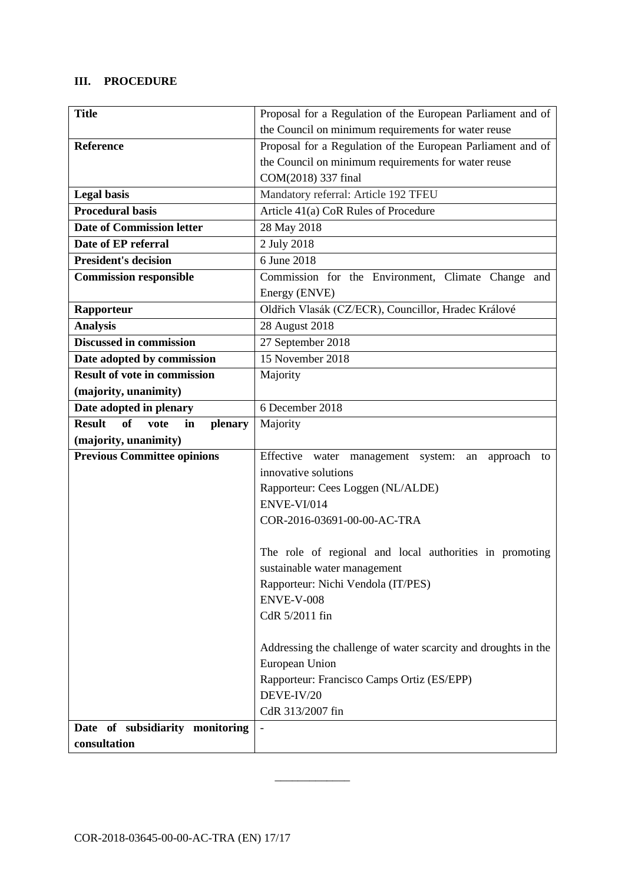## III. PROCEDURE

| | |
|---|---|
| **Title** | Proposal for a Regulation of the European Parliament and of the Council on minimum requirements for water reuse |
| **Reference** | Proposal for a Regulation of the European Parliament and of the Council on minimum requirements for water reuse<br>COM(2018) 337 final |
| **Legal basis** | Mandatory referral: Article 192 TFEU |
| **Procedural basis** | Article 41(a) CoR Rules of Procedure |
| **Date of Commission letter** | 28 May 2018 |
| **Date of EP referral** | 2 July 2018 |
| **President's decision** | 6 June 2018 |
| **Commission responsible** | Commission for the Environment, Climate Change and Energy (ENVE) |
| **Rapporteur** | Oldřich Vlasák (CZ/ECR), Councillor, Hradec Králové |
| **Analysis** | 28 August 2018 |
| **Discussed in commission** | 27 September 2018 |
| **Date adopted by commission** | 15 November 2018 |
| **Result of vote in commission (majority, unanimity)** | Majority |
| **Date adopted in plenary** | 6 December 2018 |
| **Result of vote in plenary (majority, unanimity)** | Majority |
| **Previous Committee opinions** | Effective water management system: an approach to innovative solutions<br>Rapporteur: Cees Loggen (NL/ALDE)<br>ENVE-VI/014<br>COR-2016-03691-00-00-AC-TRA<br><br>The role of regional and local authorities in promoting sustainable water management<br>Rapporteur: Nichi Vendola (IT/PES)<br>ENVE-V-008<br>CdR 5/2011 fin<br><br>Addressing the challenge of water scarcity and droughts in the European Union<br>Rapporteur: Francisco Camps Ortiz (ES/EPP)<br>DEVE-IV/20<br>CdR 313/2007 fin |
| **Date of subsidiarity monitoring consultation** | - |

_____________